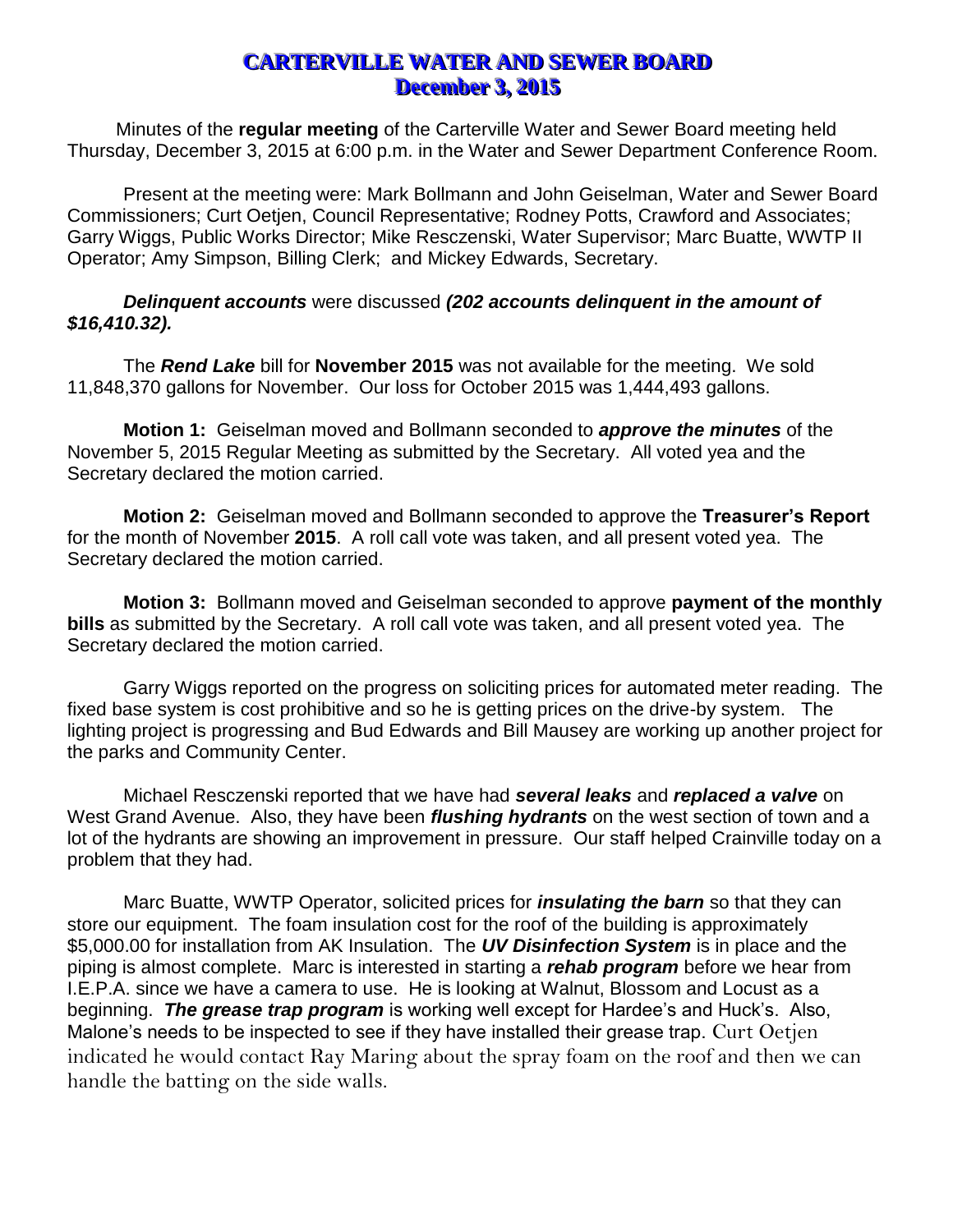# CARTERVILLE WATER AND SEWER BOARD
## December 3, 2015

Minutes of the **regular meeting** of the Carterville Water and Sewer Board meeting held Thursday, December 3, 2015 at 6:00 p.m. in the Water and Sewer Department Conference Room.

Present at the meeting were: Mark Bollmann and John Geiselman, Water and Sewer Board Commissioners; Curt Oetjen, Council Representative; Rodney Potts, Crawford and Associates; Garry Wiggs, Public Works Director; Mike Resczenski, Water Supervisor; Marc Buatte, WWTP II Operator; Amy Simpson, Billing Clerk; and Mickey Edwards, Secretary.

***Delinquent accounts*** were discussed ***(202 accounts delinquent in the amount of $16,410.32).***

The ***Rend Lake*** bill for **November 2015** was not available for the meeting. We sold 11,848,370 gallons for November. Our loss for October 2015 was 1,444,493 gallons.

**Motion 1:** Geiselman moved and Bollmann seconded to ***approve the minutes*** of the November 5, 2015 Regular Meeting as submitted by the Secretary. All voted yea and the Secretary declared the motion carried.

**Motion 2:** Geiselman moved and Bollmann seconded to approve the **Treasurer's Report** for the month of November **2015**. A roll call vote was taken, and all present voted yea. The Secretary declared the motion carried.

**Motion 3:** Bollmann moved and Geiselman seconded to approve **payment of the monthly bills** as submitted by the Secretary. A roll call vote was taken, and all present voted yea. The Secretary declared the motion carried.

Garry Wiggs reported on the progress on soliciting prices for automated meter reading. The fixed base system is cost prohibitive and so he is getting prices on the drive-by system. The lighting project is progressing and Bud Edwards and Bill Mausey are working up another project for the parks and Community Center.

Michael Resczenski reported that we have had ***several leaks*** and ***replaced a valve*** on West Grand Avenue. Also, they have been ***flushing hydrants*** on the west section of town and a lot of the hydrants are showing an improvement in pressure. Our staff helped Crainville today on a problem that they had.

Marc Buatte, WWTP Operator, solicited prices for ***insulating the barn*** so that they can store our equipment. The foam insulation cost for the roof of the building is approximately $5,000.00 for installation from AK Insulation. The ***UV Disinfection System*** is in place and the piping is almost complete. Marc is interested in starting a ***rehab program*** before we hear from I.E.P.A. since we have a camera to use. He is looking at Walnut, Blossom and Locust as a beginning. ***The grease trap program*** is working well except for Hardee's and Huck's. Also, Malone's needs to be inspected to see if they have installed their grease trap. Curt Oetjen indicated he would contact Ray Maring about the spray foam on the roof and then we can handle the batting on the side walls.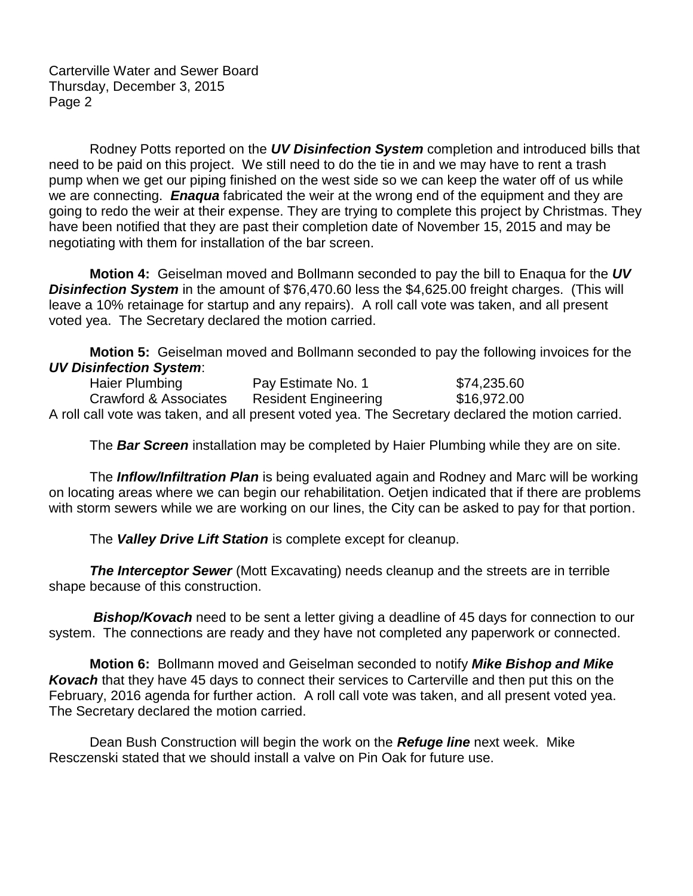Rodney Potts reported on the ***UV Disinfection System*** completion and introduced bills that need to be paid on this project. We still need to do the tie in and we may have to rent a trash pump when we get our piping finished on the west side so we can keep the water off of us while we are connecting. ***Enaqua*** fabricated the weir at the wrong end of the equipment and they are going to redo the weir at their expense. They are trying to complete this project by Christmas. They have been notified that they are past their completion date of November 15, 2015 and may be negotiating with them for installation of the bar screen.

**Motion 4:** Geiselman moved and Bollmann seconded to pay the bill to Enaqua for the ***UV Disinfection System*** in the amount of $76,470.60 less the $4,625.00 freight charges. (This will leave a 10% retainage for startup and any repairs). A roll call vote was taken, and all present voted yea. The Secretary declared the motion carried.

**Motion 5:** Geiselman moved and Bollmann seconded to pay the following invoices for the ***UV Disinfection System***:

| | | |
|---|---|---|
| Haier Plumbing | Pay Estimate No. 1 | $74,235.60 |
| Crawford & Associates | Resident Engineering | $16,972.00 |

A roll call vote was taken, and all present voted yea. The Secretary declared the motion carried.

The ***Bar Screen*** installation may be completed by Haier Plumbing while they are on site.

The ***Inflow/Infiltration Plan*** is being evaluated again and Rodney and Marc will be working on locating areas where we can begin our rehabilitation. Oetjen indicated that if there are problems with storm sewers while we are working on our lines, the City can be asked to pay for that portion.

The ***Valley Drive Lift Station*** is complete except for cleanup.

***The Interceptor Sewer*** (Mott Excavating) needs cleanup and the streets are in terrible shape because of this construction.

***Bishop/Kovach*** need to be sent a letter giving a deadline of 45 days for connection to our system. The connections are ready and they have not completed any paperwork or connected.

**Motion 6:** Bollmann moved and Geiselman seconded to notify ***Mike Bishop and Mike Kovach*** that they have 45 days to connect their services to Carterville and then put this on the February, 2016 agenda for further action. A roll call vote was taken, and all present voted yea. The Secretary declared the motion carried.

Dean Bush Construction will begin the work on the ***Refuge line*** next week. Mike Resczenski stated that we should install a valve on Pin Oak for future use.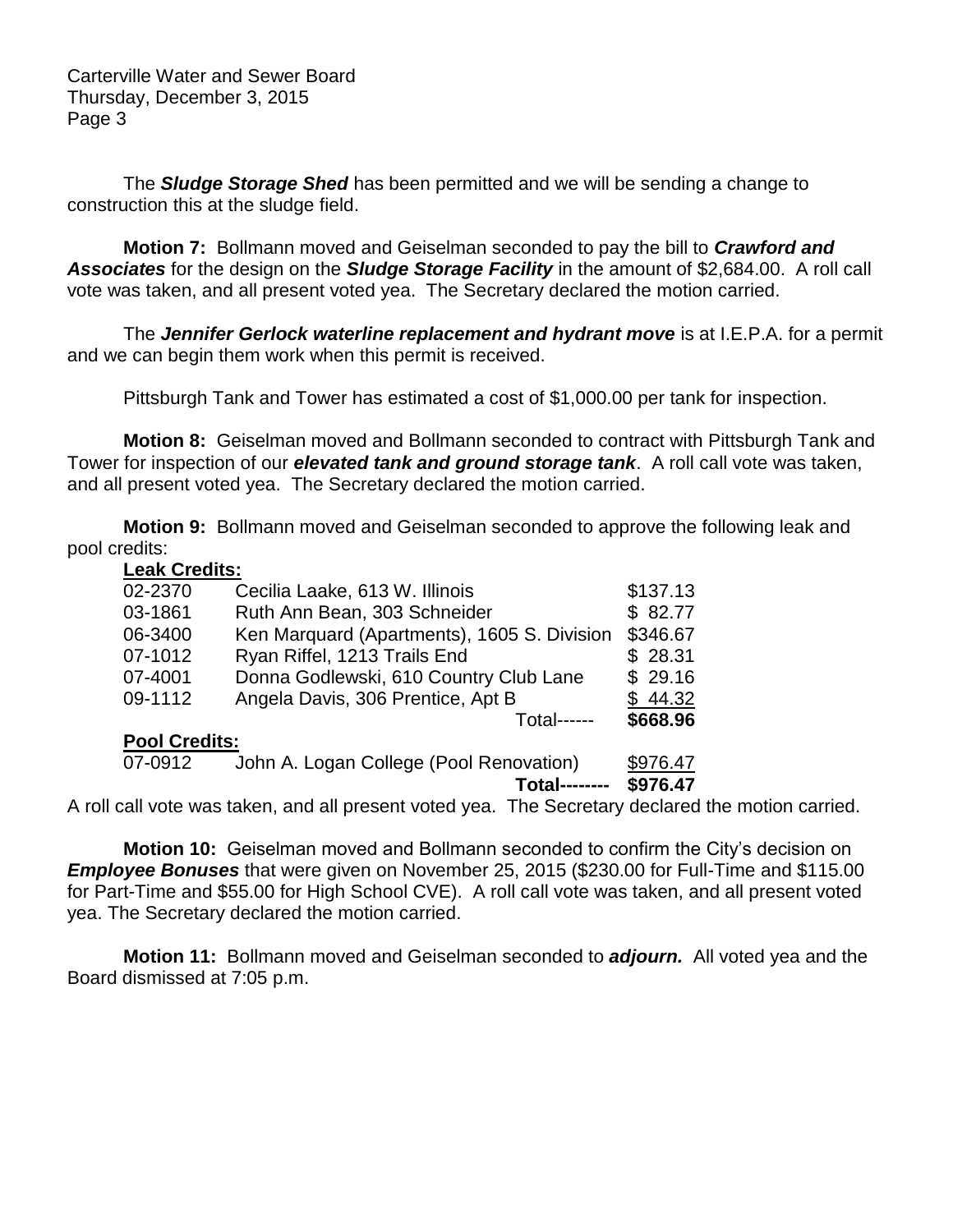The ***Sludge Storage Shed*** has been permitted and we will be sending a change to construction this at the sludge field.

**Motion 7:** Bollmann moved and Geiselman seconded to pay the bill to ***Crawford and Associates*** for the design on the ***Sludge Storage Facility*** in the amount of $2,684.00. A roll call vote was taken, and all present voted yea. The Secretary declared the motion carried.

The ***Jennifer Gerlock waterline replacement and hydrant move*** is at I.E.P.A. for a permit and we can begin them work when this permit is received.

Pittsburgh Tank and Tower has estimated a cost of $1,000.00 per tank for inspection.

**Motion 8:** Geiselman moved and Bollmann seconded to contract with Pittsburgh Tank and Tower for inspection of our ***elevated tank and ground storage tank***. A roll call vote was taken, and all present voted yea. The Secretary declared the motion carried.

**Motion 9:** Bollmann moved and Geiselman seconded to approve the following leak and pool credits:

| | | |
|---|---|---|
| **Leak Credits:** | | |
| 02-2370 | Cecilia Laake, 613 W. Illinois | $137.13 |
| 03-1861 | Ruth Ann Bean, 303 Schneider | $ 82.77 |
| 06-3400 | Ken Marquard (Apartments), 1605 S. Division | $346.67 |
| 07-1012 | Ryan Riffel, 1213 Trails End | $ 28.31 |
| 07-4001 | Donna Godlewski, 610 Country Club Lane | $ 29.16 |
| 09-1112 | Angela Davis, 306 Prentice, Apt B | $ 44.32 |
| | Total------ | **$668.96** |
| **Pool Credits:** | | |
| 07-0912 | John A. Logan College (Pool Renovation) | $976.47 |
| | **Total--------** | **$976.47** |

A roll call vote was taken, and all present voted yea. The Secretary declared the motion carried.

**Motion 10:** Geiselman moved and Bollmann seconded to confirm the City's decision on ***Employee Bonuses*** that were given on November 25, 2015 ($230.00 for Full-Time and $115.00 for Part-Time and $55.00 for High School CVE). A roll call vote was taken, and all present voted yea. The Secretary declared the motion carried.

**Motion 11:** Bollmann moved and Geiselman seconded to ***adjourn.*** All voted yea and the Board dismissed at 7:05 p.m.